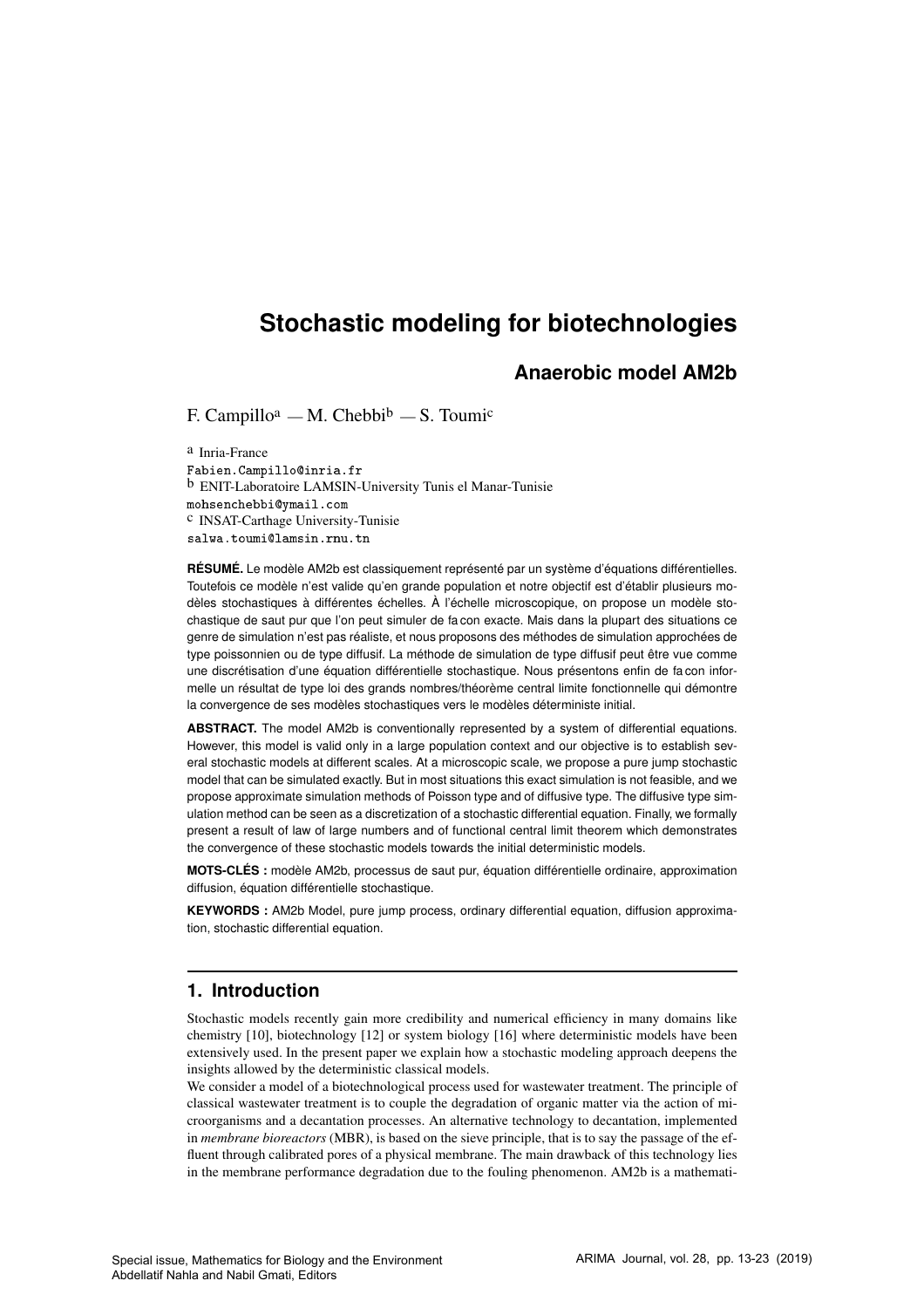# Stochastic modeling for biotechnologies

## Anaerobic model AM2b

F. Campillo[a] — M. Chebbi[b] — S. Toumi[c]

[a] Inria-France
Fabien.Campillo@inria.fr
[b] ENIT-Laboratoire LAMSIN-University Tunis el Manar-Tunisie
mohsenchebbi@ymail.com
[c] INSAT-Carthage University-Tunisie
salwa.toumi@lamsin.rnu.tn

**RÉSUMÉ.** Le modèle AM2b est classiquement représenté par un système d'équations différentielles. Toutefois ce modèle n'est valide qu'en grande population et notre objectif est d'établir plusieurs modèles stochastiques à différentes échelles. À l'échelle microscopique, on propose un modèle stochastique de saut pur que l'on peut simuler de fa con exacte. Mais dans la plupart des situations ce genre de simulation n'est pas réaliste, et nous proposons des méthodes de simulation approchées de type poissonnien ou de type diffusif. La méthode de simulation de type diffusif peut être vue comme une discrétisation d'une équation différentielle stochastique. Nous présentons enfin de fa con informelle un résultat de type loi des grands nombres/théorème central limite fonctionnelle qui démontre la convergence de ses modèles stochastiques vers le modèles déterministe initial.

**ABSTRACT.** The model AM2b is conventionally represented by a system of differential equations. However, this model is valid only in a large population context and our objective is to establish several stochastic models at different scales. At a microscopic scale, we propose a pure jump stochastic model that can be simulated exactly. But in most situations this exact simulation is not feasible, and we propose approximate simulation methods of Poisson type and of diffusive type. The diffusive type simulation method can be seen as a discretization of a stochastic differential equation. Finally, we formally present a result of law of large numbers and of functional central limit theorem which demonstrates the convergence of these stochastic models towards the initial deterministic models.

**MOTS-CLÉS :** modèle AM2b, processus de saut pur, équation différentielle ordinaire, approximation diffusion, équation différentielle stochastique.

**KEYWORDS :** AM2b Model, pure jump process, ordinary differential equation, diffusion approximation, stochastic differential equation.

## 1. Introduction

Stochastic models recently gain more credibility and numerical efficiency in many domains like chemistry [10], biotechnology [12] or system biology [16] where deterministic models have been extensively used. In the present paper we explain how a stochastic modeling approach deepens the insights allowed by the deterministic classical models.

We consider a model of a biotechnological process used for wastewater treatment. The principle of classical wastewater treatment is to couple the degradation of organic matter via the action of microorganisms and a decantation processes. An alternative technology to decantation, implemented in *membrane bioreactors* (MBR), is based on the sieve principle, that is to say the passage of the effluent through calibrated pores of a physical membrane. The main drawback of this technology lies in the membrane performance degradation due to the fouling phenomenon. AM2b is a mathemati-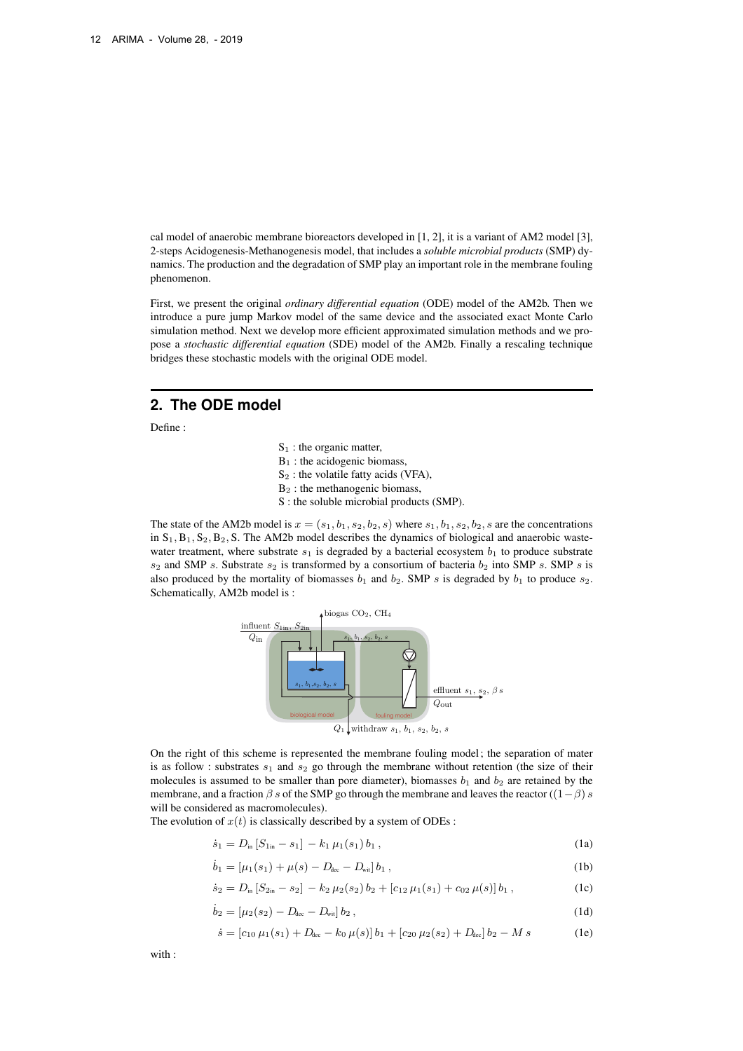cal model of anaerobic membrane bioreactors developed in [1, 2], it is a variant of AM2 model [3], 2-steps Acidogenesis-Methanogenesis model, that includes a *soluble microbial products* (SMP) dynamics. The production and the degradation of SMP play an important role in the membrane fouling phenomenon.

First, we present the original *ordinary differential equation* (ODE) model of the AM2b. Then we introduce a pure jump Markov model of the same device and the associated exact Monte Carlo simulation method. Next we develop more efficient approximated simulation methods and we propose a *stochastic differential equation* (SDE) model of the AM2b. Finally a rescaling technique bridges these stochastic models with the original ODE model.

## 2. The ODE model

Define :

- $S_1$ : the organic matter,
- $B_1$ : the acidogenic biomass,
- $S_2$ : the volatile fatty acids (VFA),
- $B_2$ : the methanogenic biomass,
- S : the soluble microbial products (SMP).

The state of the AM2b model is $x = (s_1, b_1, s_2, b_2, s)$ where $s_1, b_1, s_2, b_2, s$ are the concentrations in $S_1, B_1, S_2, B_2$, S. The AM2b model describes the dynamics of biological and anaerobic wastewater treatment, where substrate $s_1$ is degraded by a bacterial ecosystem $b_1$ to produce substrate $s_2$ and SMP $s$. Substrate $s_2$ is transformed by a consortium of bacteria $b_2$ into SMP $s$. SMP $s$ is also produced by the mortality of biomasses $b_1$ and $b_2$. SMP $s$ is degraded by $b_1$ to produce $s_2$. Schematically, AM2b model is :

On the right of this scheme is represented the membrane fouling model; the separation of mater is as follow : substrates $s_1$ and $s_2$ go through the membrane without retention (the size of their molecules is assumed to be smaller than pore diameter), biomasses $b_1$ and $b_2$ are retained by the membrane, and a fraction $\beta\, s$ of the SMP go through the membrane and leaves the reactor ($(1-\beta)\, s$ will be considered as macromolecules).

The evolution of $x(t)$ is classically described by a system of ODEs :

$$\dot{s}_1 = D_{\text{in}}\,[S_{1\text{in}} - s_1] - k_1\,\mu_1(s_1)\,b_1\,, \tag{1a}$$

$$\dot{b}_1 = [\mu_1(s_1) + \mu(s) - D_{\text{dec}} - D_{\text{wit}}]\,b_1\,, \tag{1b}$$

$$\dot{s}_2 = D_{\text{in}}\,[S_{2\text{in}} - s_2] - k_2\,\mu_2(s_2)\,b_2 + [c_{12}\,\mu_1(s_1) + c_{02}\,\mu(s)]\,b_1\,, \tag{1c}$$

$$\dot{b}_2 = [\mu_2(s_2) - D_{\text{dec}} - D_{\text{wit}}]\,b_2\,, \tag{1d}$$

$$\dot{s} = [c_{10}\,\mu_1(s_1) + D_{\text{dec}} - k_0\,\mu(s)]\,b_1 + [c_{20}\,\mu_2(s_2) + D_{\text{dec}}]\,b_2 - M\,s \tag{1e}$$

with :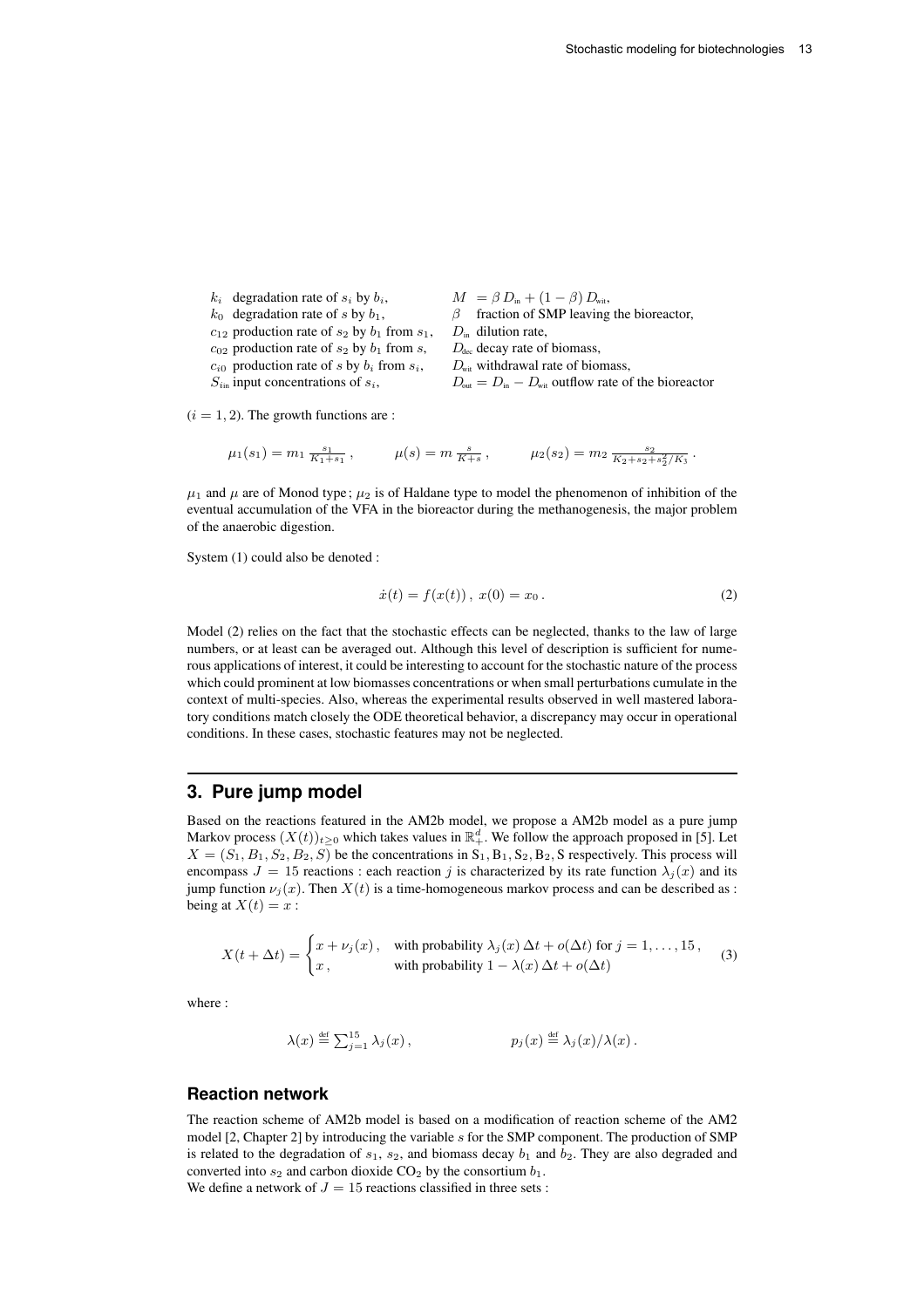$k_i$ degradation rate of $s_i$ by $b_i$,
$k_0$ degradation rate of $s$ by $b_1$,
$c_{12}$ production rate of $s_2$ by $b_1$ from $s_1$,
$c_{02}$ production rate of $s_2$ by $b_1$ from $s$,
$c_{i0}$ production rate of $s$ by $b_i$ from $s_i$,
$S_{i\text{in}}$ input concentrations of $s_i$,

$M = \beta\, D_{\text{in}} + (1-\beta)\, D_{\text{wit}}$,
$\beta$ fraction of SMP leaving the bioreactor,
$D_{\text{in}}$ dilution rate,
$D_{\text{dec}}$ decay rate of biomass,
$D_{\text{wit}}$ withdrawal rate of biomass,
$D_{\text{out}} = D_{\text{in}} - D_{\text{wit}}$ outflow rate of the bioreactor

$(i = 1, 2)$. The growth functions are :

$$\mu_1(s_1) = m_1\, \tfrac{s_1}{K_1 + s_1}\,, \qquad \mu(s) = m\, \tfrac{s}{K+s}\,, \qquad \mu_2(s_2) = m_2\, \tfrac{s_2}{K_2 + s_2 + s_2^2/K_3}\,.$$

$\mu_1$ and $\mu$ are of Monod type ; $\mu_2$ is of Haldane type to model the phenomenon of inhibition of the eventual accumulation of the VFA in the bioreactor during the methanogenesis, the major problem of the anaerobic digestion.

System (1) could also be denoted :

$$\dot{x}(t) = f(x(t))\,,\; x(0) = x_0\,. \tag{2}$$

Model (2) relies on the fact that the stochastic effects can be neglected, thanks to the law of large numbers, or at least can be averaged out. Although this level of description is sufficient for numerous applications of interest, it could be interesting to account for the stochastic nature of the process which could prominent at low biomasses concentrations or when small perturbations cumulate in the context of multi-species. Also, whereas the experimental results observed in well mastered laboratory conditions match closely the ODE theoretical behavior, a discrepancy may occur in operational conditions. In these cases, stochastic features may not be neglected.

## 3. Pure jump model

Based on the reactions featured in the AM2b model, we propose a AM2b model as a pure jump Markov process $(X(t))_{t\geq 0}$ which takes values in $\mathbb{R}_+^d$. We follow the approach proposed in [5]. Let $X = (S_1, B_1, S_2, B_2, S)$ be the concentrations in $\text{S}_1, \text{B}_1, \text{S}_2, \text{B}_2, \text{S}$ respectively. This process will encompass $J = 15$ reactions : each reaction $j$ is characterized by its rate function $\lambda_j(x)$ and its jump function $\nu_j(x)$. Then $X(t)$ is a time-homogeneous markov process and can be described as : being at $X(t) = x$ :

$$X(t + \Delta t) = \begin{cases} x + \nu_j(x)\,, & \text{with probability } \lambda_j(x)\,\Delta t + o(\Delta t) \text{ for } j = 1, \dots, 15\,, \\ x\,, & \text{with probability } 1 - \lambda(x)\,\Delta t + o(\Delta t) \end{cases} \tag{3}$$

where :

$$\lambda(x) \stackrel{\text{def}}{=} \textstyle\sum_{j=1}^{15} \lambda_j(x)\,, \qquad\qquad p_j(x) \stackrel{\text{def}}{=} \lambda_j(x)/\lambda(x)\,.$$

### Reaction network

The reaction scheme of AM2b model is based on a modification of reaction scheme of the AM2 model [2, Chapter 2] by introducing the variable $s$ for the SMP component. The production of SMP is related to the degradation of $s_1$, $s_2$, and biomass decay $b_1$ and $b_2$. They are also degraded and converted into $s_2$ and carbon dioxide $CO_2$ by the consortium $b_1$.
We define a network of $J = 15$ reactions classified in three sets :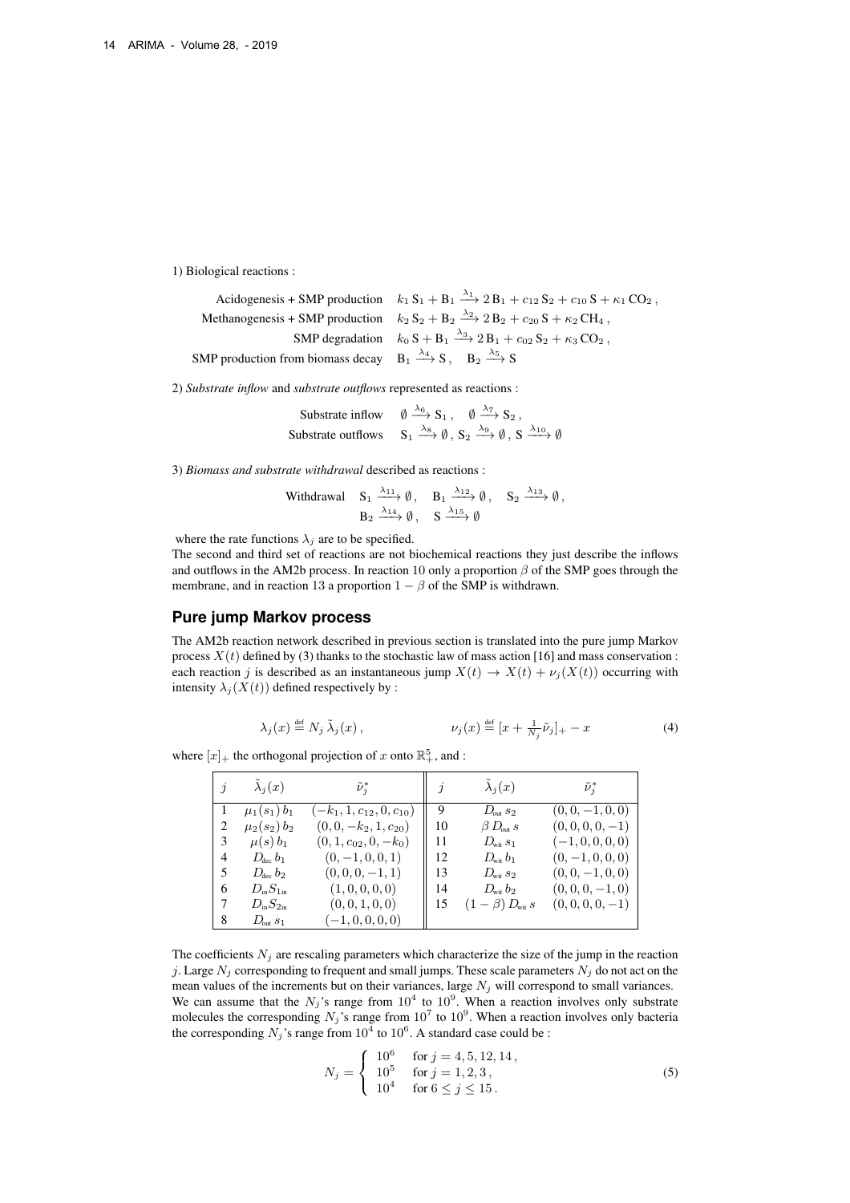1) Biological reactions :

$$
\begin{aligned}
\text{Acidogenesis + SMP production} \quad & k_1\,\mathrm{S}_1 + \mathrm{B}_1 \xrightarrow{\lambda_1} 2\,\mathrm{B}_1 + c_{12}\,\mathrm{S}_2 + c_{10}\,\mathrm{S} + \kappa_1\,\mathrm{CO}_2\,,\\
\text{Methanogenesis + SMP production} \quad & k_2\,\mathrm{S}_2 + \mathrm{B}_2 \xrightarrow{\lambda_2} 2\,\mathrm{B}_2 + c_{20}\,\mathrm{S} + \kappa_2\,\mathrm{CH}_4\,,\\
\text{SMP degradation} \quad & k_0\,\mathrm{S} + \mathrm{B}_1 \xrightarrow{\lambda_3} 2\,\mathrm{B}_1 + c_{02}\,\mathrm{S}_2 + \kappa_3\,\mathrm{CO}_2\,,\\
\text{SMP production from biomass decay} \quad & \mathrm{B}_1 \xrightarrow{\lambda_4} \mathrm{S}\,, \quad \mathrm{B}_2 \xrightarrow{\lambda_5} \mathrm{S}
\end{aligned}
$$

2) *Substrate inflow* and *substrate outflows* represented as reactions :

$$
\begin{aligned}
\text{Substrate inflow} \quad & \emptyset \xrightarrow{\lambda_6} \mathrm{S}_1\,, \quad \emptyset \xrightarrow{\lambda_7} \mathrm{S}_2\,,\\
\text{Substrate outflows} \quad & \mathrm{S}_1 \xrightarrow{\lambda_8} \emptyset\,,\ \mathrm{S}_2 \xrightarrow{\lambda_9} \emptyset\,,\ \mathrm{S} \xrightarrow{\lambda_{10}} \emptyset
\end{aligned}
$$

3) *Biomass and substrate withdrawal* described as reactions :

$$
\begin{aligned}
\text{Withdrawal} \quad & \mathrm{S}_1 \xrightarrow{\lambda_{11}} \emptyset\,, \quad \mathrm{B}_1 \xrightarrow{\lambda_{12}} \emptyset\,, \quad \mathrm{S}_2 \xrightarrow{\lambda_{13}} \emptyset\,,\\
& \mathrm{B}_2 \xrightarrow{\lambda_{14}} \emptyset\,, \quad \mathrm{S} \xrightarrow{\lambda_{15}} \emptyset
\end{aligned}
$$

where the rate functions $\lambda_j$ are to be specified.

The second and third set of reactions are not biochemical reactions they just describe the inflows and outflows in the AM2b process. In reaction 10 only a proportion $\beta$ of the SMP goes through the membrane, and in reaction 13 a proportion $1-\beta$ of the SMP is withdrawn.

## Pure jump Markov process

The AM2b reaction network described in previous section is translated into the pure jump Markov process $X(t)$ defined by (3) thanks to the stochastic law of mass action [16] and mass conservation : each reaction $j$ is described as an instantaneous jump $X(t) \to X(t) + \nu_j(X(t))$ occurring with intensity $\lambda_j(X(t))$ defined respectively by :

$$
\lambda_j(x) \stackrel{\text{def}}{=} N_j\,\tilde\lambda_j(x)\,, \qquad\qquad \nu_j(x) \stackrel{\text{def}}{=} [x + \tfrac{1}{N_j}\tilde\nu_j]_+ - x \tag{4}
$$

where $[x]_+$ the orthogonal projection of $x$ onto $\mathbb{R}^5_+$, and :

| $j$ | $\tilde\lambda_j(x)$ | $\tilde\nu_j^*$ | $j$ | $\tilde\lambda_j(x)$ | $\tilde\nu_j^*$ |
|---|---|---|---|---|---|
| 1 | $\mu_1(s_1)\,b_1$ | $(-k_1, 1, c_{12}, 0, c_{10})$ | 9 | $D_{\rm out}\,s_2$ | $(0,0,-1,0,0)$ |
| 2 | $\mu_2(s_2)\,b_2$ | $(0,0,-k_2,1,c_{20})$ | 10 | $\beta\,D_{\rm out}\,s$ | $(0,0,0,0,-1)$ |
| 3 | $\mu(s)\,b_1$ | $(0,1,c_{02},0,-k_0)$ | 11 | $D_{\rm wit}\,s_1$ | $(-1,0,0,0,0)$ |
| 4 | $D_{\rm dec}\,b_1$ | $(0,-1,0,0,1)$ | 12 | $D_{\rm wit}\,b_1$ | $(0,-1,0,0,0)$ |
| 5 | $D_{\rm dec}\,b_2$ | $(0,0,0,-1,1)$ | 13 | $D_{\rm wit}\,s_2$ | $(0,0,-1,0,0)$ |
| 6 | $D_{\rm in}S_{1\rm in}$ | $(1,0,0,0,0)$ | 14 | $D_{\rm wit}\,b_2$ | $(0,0,0,-1,0)$ |
| 7 | $D_{\rm in}S_{2\rm in}$ | $(0,0,1,0,0)$ | 15 | $(1-\beta)\,D_{\rm wit}\,s$ | $(0,0,0,0,-1)$ |
| 8 | $D_{\rm out}\,s_1$ | $(-1,0,0,0,0)$ | | | |

The coefficients $N_j$ are rescaling parameters which characterize the size of the jump in the reaction $j$. Large $N_j$ corresponding to frequent and small jumps. These scale parameters $N_j$ do not act on the mean values of the increments but on their variances, large $N_j$ will correspond to small variances. We can assume that the $N_j$'s range from $10^4$ to $10^9$. When a reaction involves only substrate molecules the corresponding $N_j$'s range from $10^7$ to $10^9$. When a reaction involves only bacteria the corresponding $N_j$'s range from $10^4$ to $10^6$. A standard case could be :

$$
N_j = \begin{cases} 10^6 & \text{for } j = 4, 5, 12, 14\,,\\ 10^5 & \text{for } j = 1, 2, 3\,,\\ 10^4 & \text{for } 6 \le j \le 15\,. \end{cases} \tag{5}
$$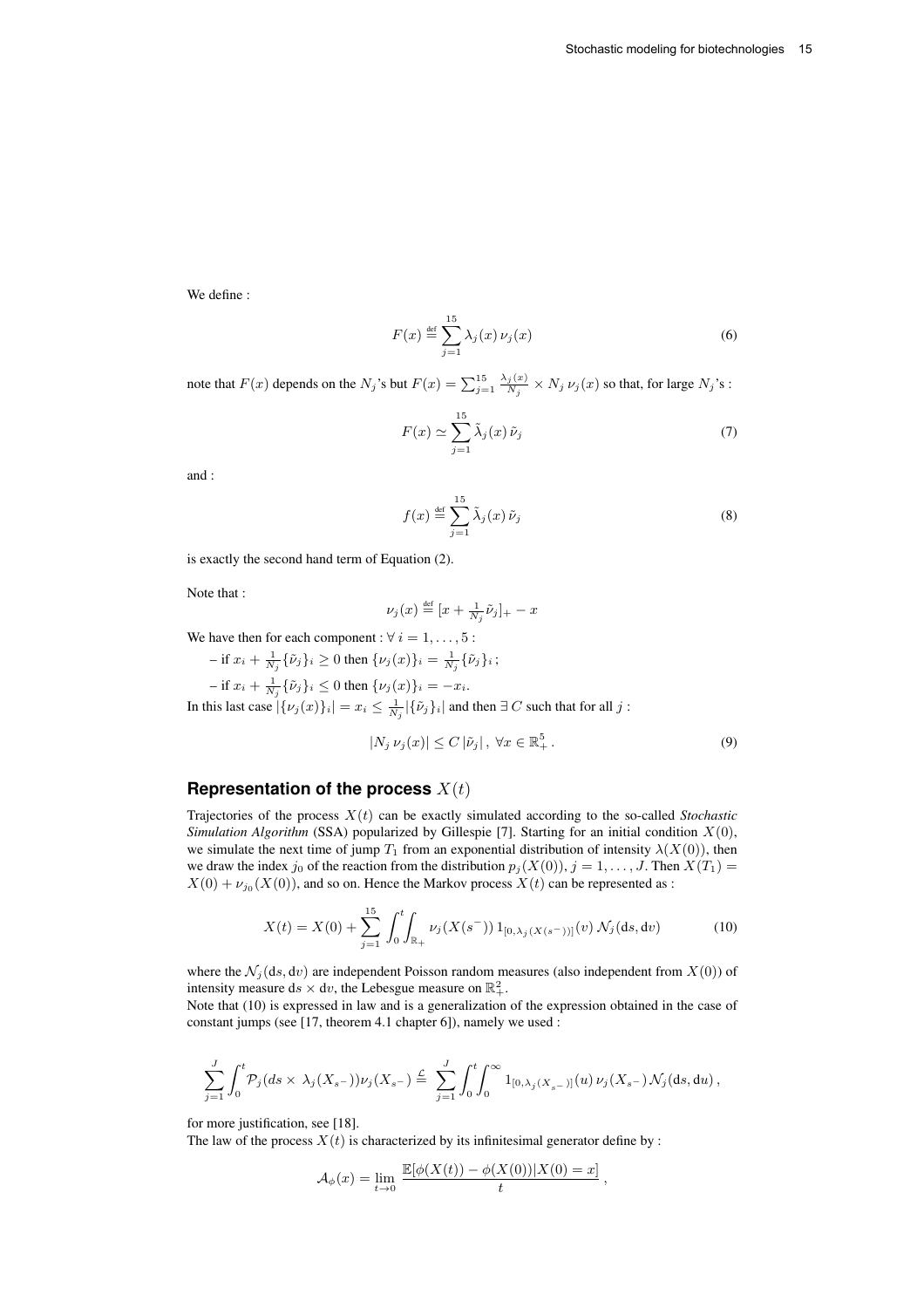We define :

$$F(x) \stackrel{\text{def}}{=} \sum_{j=1}^{15} \lambda_j(x)\, \nu_j(x) \tag{6}$$

note that $F(x)$ depends on the $N_j$'s but $F(x) = \sum_{j=1}^{15} \frac{\lambda_j(x)}{N_j} \times N_j\, \nu_j(x)$ so that, for large $N_j$'s :

$$F(x) \simeq \sum_{j=1}^{15} \tilde{\lambda}_j(x)\, \tilde{\nu}_j \tag{7}$$

and :

$$f(x) \stackrel{\text{def}}{=} \sum_{j=1}^{15} \tilde{\lambda}_j(x)\, \tilde{\nu}_j \tag{8}$$

is exactly the second hand term of Equation (2).

Note that :

$$\nu_j(x) \stackrel{\text{def}}{=} [x + \tfrac{1}{N_j}\tilde{\nu}_j]_+ - x$$

We have then for each component : $\forall\, i = 1, \dots, 5$ :

- if $x_i + \frac{1}{N_j}\{\tilde{\nu}_j\}_i \geq 0$ then $\{\nu_j(x)\}_i = \frac{1}{N_j}\{\tilde{\nu}_j\}_i$ ;
- if $x_i + \frac{1}{N_j}\{\tilde{\nu}_j\}_i \leq 0$ then $\{\nu_j(x)\}_i = -x_i$.

In this last case $|\{\nu_j(x)\}_i| = x_i \leq \frac{1}{N_j}|\{\tilde{\nu}_j\}_i|$ and then $\exists\, C$ such that for all $j$ :

$$|N_j\, \nu_j(x)| \leq C\, |\tilde{\nu}_j|\,,\ \forall x \in \mathbb{R}_+^5\,. \tag{9}$$

## Representation of the process $X(t)$

Trajectories of the process $X(t)$ can be exactly simulated according to the so-called *Stochastic Simulation Algorithm* (SSA) popularized by Gillespie [7]. Starting for an initial condition $X(0)$, we simulate the next time of jump $T_1$ from an exponential distribution of intensity $\lambda(X(0))$, then we draw the index $j_0$ of the reaction from the distribution $p_j(X(0))$, $j = 1, \dots, J$. Then $X(T_1) = X(0) + \nu_{j_0}(X(0))$, and so on. Hence the Markov process $X(t)$ can be represented as :

$$X(t) = X(0) + \sum_{j=1}^{15} \int_0^t \int_{\mathbb{R}_+} \nu_j(X(s^-))\, 1_{[0,\lambda_j(X(s^-))]}(v)\, \mathcal{N}_j(\mathrm{d}s, \mathrm{d}v) \tag{10}$$

where the $\mathcal{N}_j(\mathrm{d}s, \mathrm{d}v)$ are independent Poisson random measures (also independent from $X(0)$) of intensity measure $\mathrm{d}s \times \mathrm{d}v$, the Lebesgue measure on $\mathbb{R}_+^2$.

Note that (10) is expressed in law and is a generalization of the expression obtained in the case of constant jumps (see [17, theorem 4.1 chapter 6]), namely we used :

$$\sum_{j=1}^{J} \int_0^t \mathcal{P}_j(ds \times\, \lambda_j(X_{s^-}))\nu_j(X_{s^-}) \stackrel{\mathcal{L}}{=} \sum_{j=1}^{J} \int_0^t \int_0^\infty 1_{[0,\lambda_j(X_{s^-})]}(u)\, \nu_j(X_{s^-})\, \mathcal{N}_j(\mathrm{d}s, \mathrm{d}u)\,,$$

for more justification, see [18].

The law of the process $X(t)$ is characterized by its infinitesimal generator define by :

$$\mathcal{A}_\phi(x) = \lim_{t \to 0} \frac{\mathbb{E}[\phi(X(t)) - \phi(X(0)) | X(0) = x]}{t}\,,$$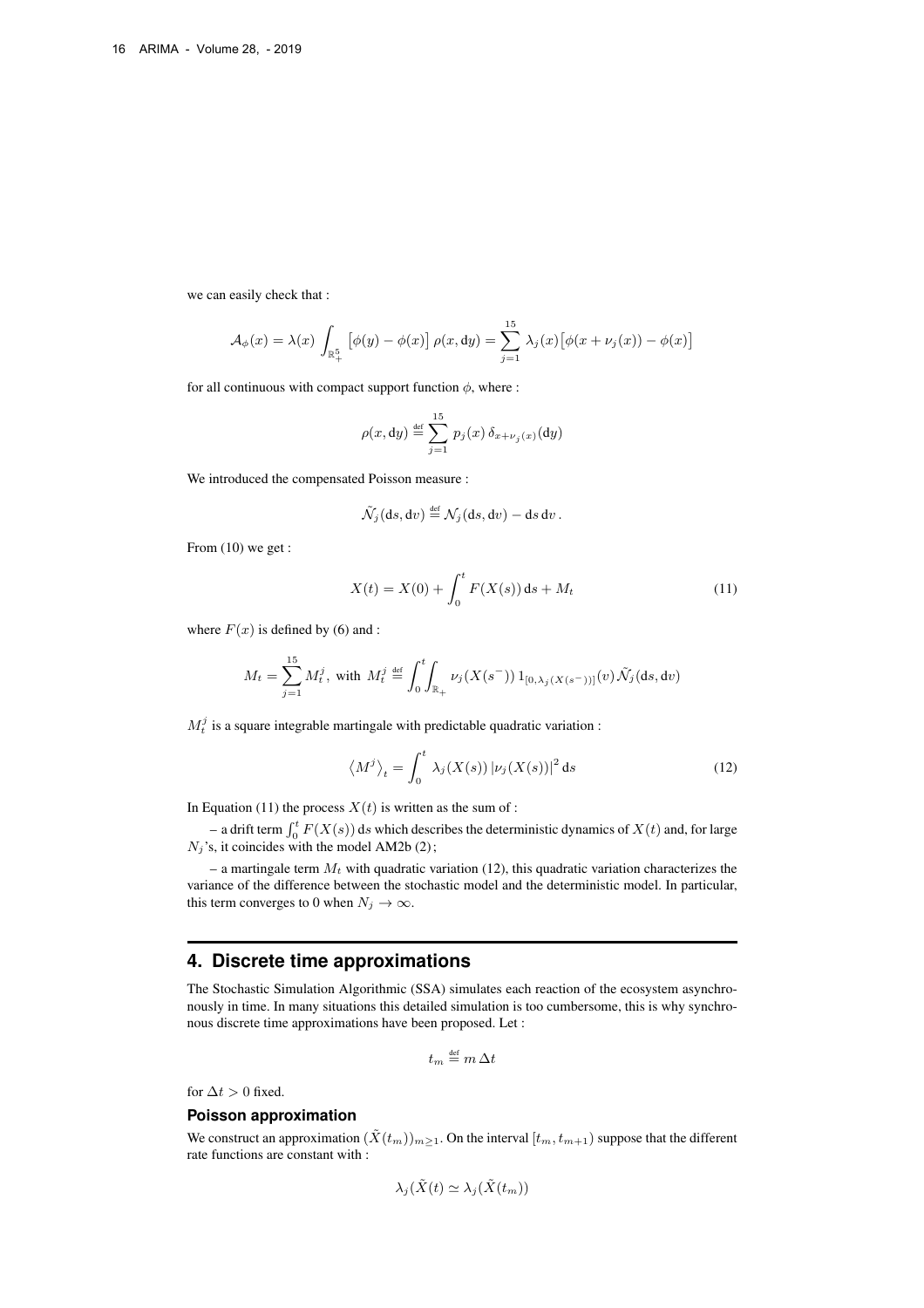we can easily check that :

$$\mathcal{A}_\phi(x) = \lambda(x) \int_{\mathbb{R}_+^5} \big[\phi(y) - \phi(x)\big] \, \rho(x, \mathrm{d}y) = \sum_{j=1}^{15} \lambda_j(x) \big[\phi(x + \nu_j(x)) - \phi(x)\big]$$

for all continuous with compact support function $\phi$, where :

$$\rho(x, \mathrm{d}y) \stackrel{\text{def}}{=} \sum_{j=1}^{15} p_j(x) \, \delta_{x+\nu_j(x)}(\mathrm{d}y)$$

We introduced the compensated Poisson measure :

$$\tilde{\mathcal{N}}_j(\mathrm{d}s, \mathrm{d}v) \stackrel{\text{def}}{=} \mathcal{N}_j(\mathrm{d}s, \mathrm{d}v) - \mathrm{d}s \, \mathrm{d}v \, .$$

From (10) we get :

$$X(t) = X(0) + \int_0^t F(X(s)) \, \mathrm{d}s + M_t \tag{11}$$

where $F(x)$ is defined by (6) and :

$$M_t = \sum_{j=1}^{15} M_t^j, \text{ with } M_t^j \stackrel{\text{def}}{=} \int_0^t \int_{\mathbb{R}_+} \nu_j(X(s^-)) \, 1_{[0, \lambda_j(X(s^-))]}(v) \, \tilde{\mathcal{N}}_j(\mathrm{d}s, \mathrm{d}v)$$

$M_t^j$ is a square integrable martingale with predictable quadratic variation :

$$\big\langle M^j \big\rangle_t = \int_0^t \lambda_j(X(s)) \, |\nu_j(X(s))|^2 \, \mathrm{d}s \tag{12}$$

In Equation (11) the process $X(t)$ is written as the sum of :

– a drift term $\int_0^t F(X(s)) \, \mathrm{d}s$ which describes the deterministic dynamics of $X(t)$ and, for large $N_j$'s, it coincides with the model AM2b (2) ;

– a martingale term $M_t$ with quadratic variation (12), this quadratic variation characterizes the variance of the difference between the stochastic model and the deterministic model. In particular, this term converges to 0 when $N_j \to \infty$.

## 4. Discrete time approximations

The Stochastic Simulation Algorithmic (SSA) simulates each reaction of the ecosystem asynchronously in time. In many situations this detailed simulation is too cumbersome, this is why synchronous discrete time approximations have been proposed. Let :

$$t_m \stackrel{\text{def}}{=} m \, \Delta t$$

for $\Delta t > 0$ fixed.

### Poisson approximation

We construct an approximation $(\tilde{X}(t_m))_{m \geq 1}$. On the interval $[t_m, t_{m+1})$ suppose that the different rate functions are constant with :

$$\lambda_j(\tilde{X}(t) \simeq \lambda_j(\tilde{X}(t_m))$$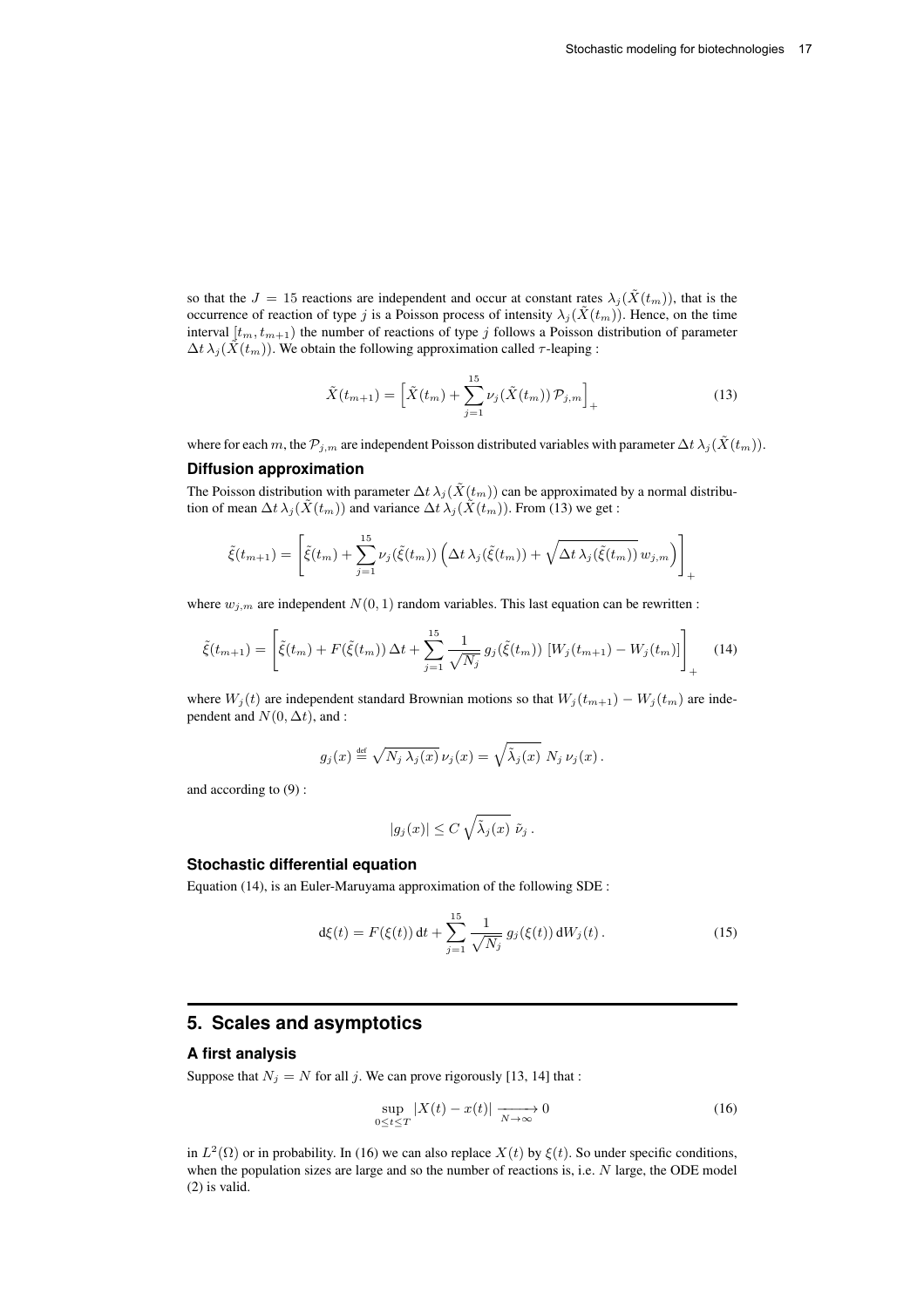so that the $J = 15$ reactions are independent and occur at constant rates $\lambda_j(\tilde{X}(t_m))$, that is the occurrence of reaction of type $j$ is a Poisson process of intensity $\lambda_j(\tilde{X}(t_m))$. Hence, on the time interval $[t_m, t_{m+1})$ the number of reactions of type $j$ follows a Poisson distribution of parameter $\Delta t\, \lambda_j(\tilde{X}(t_m))$. We obtain the following approximation called $\tau$-leaping :

$$\tilde{X}(t_{m+1}) = \Big[\tilde{X}(t_m) + \sum_{j=1}^{15} \nu_j(\tilde{X}(t_m))\, \mathcal{P}_{j,m}\Big]_+ \tag{13}$$

where for each $m$, the $\mathcal{P}_{j,m}$ are independent Poisson distributed variables with parameter $\Delta t\, \lambda_j(\tilde{X}(t_m))$.

### Diffusion approximation

The Poisson distribution with parameter $\Delta t\, \lambda_j(\tilde{X}(t_m))$ can be approximated by a normal distribution of mean $\Delta t\, \lambda_j(\tilde{X}(t_m))$ and variance $\Delta t\, \lambda_j(\tilde{X}(t_m))$. From (13) we get :

$$\tilde{\xi}(t_{m+1}) = \left[\tilde{\xi}(t_m) + \sum_{j=1}^{15} \nu_j(\tilde{\xi}(t_m)) \left(\Delta t\, \lambda_j(\tilde{\xi}(t_m)) + \sqrt{\Delta t\, \lambda_j(\tilde{\xi}(t_m))}\, w_{j,m}\right)\right]_+$$

where $w_{j,m}$ are independent $N(0,1)$ random variables. This last equation can be rewritten :

$$\tilde{\xi}(t_{m+1}) = \left[\tilde{\xi}(t_m) + F(\tilde{\xi}(t_m))\, \Delta t + \sum_{j=1}^{15} \frac{1}{\sqrt{N_j}}\, g_j(\tilde{\xi}(t_m))\, [W_j(t_{m+1}) - W_j(t_m)]\right]_+ \tag{14}$$

where $W_j(t)$ are independent standard Brownian motions so that $W_j(t_{m+1}) - W_j(t_m)$ are independent and $N(0, \Delta t)$, and :

$$g_j(x) \stackrel{\text{def}}{=} \sqrt{N_j\, \lambda_j(x)}\, \nu_j(x) = \sqrt{\tilde{\lambda}_j(x)}\; N_j\, \nu_j(x)\,.$$

and according to (9) :

$$|g_j(x)| \le C\, \sqrt{\tilde{\lambda}_j(x)}\; \tilde{\nu}_j\,.$$

### Stochastic differential equation

Equation (14), is an Euler-Maruyama approximation of the following SDE :

$$\mathrm{d}\xi(t) = F(\xi(t))\, \mathrm{d}t + \sum_{j=1}^{15} \frac{1}{\sqrt{N_j}}\, g_j(\xi(t))\, \mathrm{d}W_j(t)\,. \tag{15}$$

## 5. Scales and asymptotics

### A first analysis

Suppose that $N_j = N$ for all $j$. We can prove rigorously [13, 14] that :

$$\sup_{0 \le t \le T} |X(t) - x(t)| \xrightarrow[N \to \infty]{} 0 \tag{16}$$

in $L^2(\Omega)$ or in probability. In (16) we can also replace $X(t)$ by $\xi(t)$. So under specific conditions, when the population sizes are large and so the number of reactions is, i.e. $N$ large, the ODE model (2) is valid.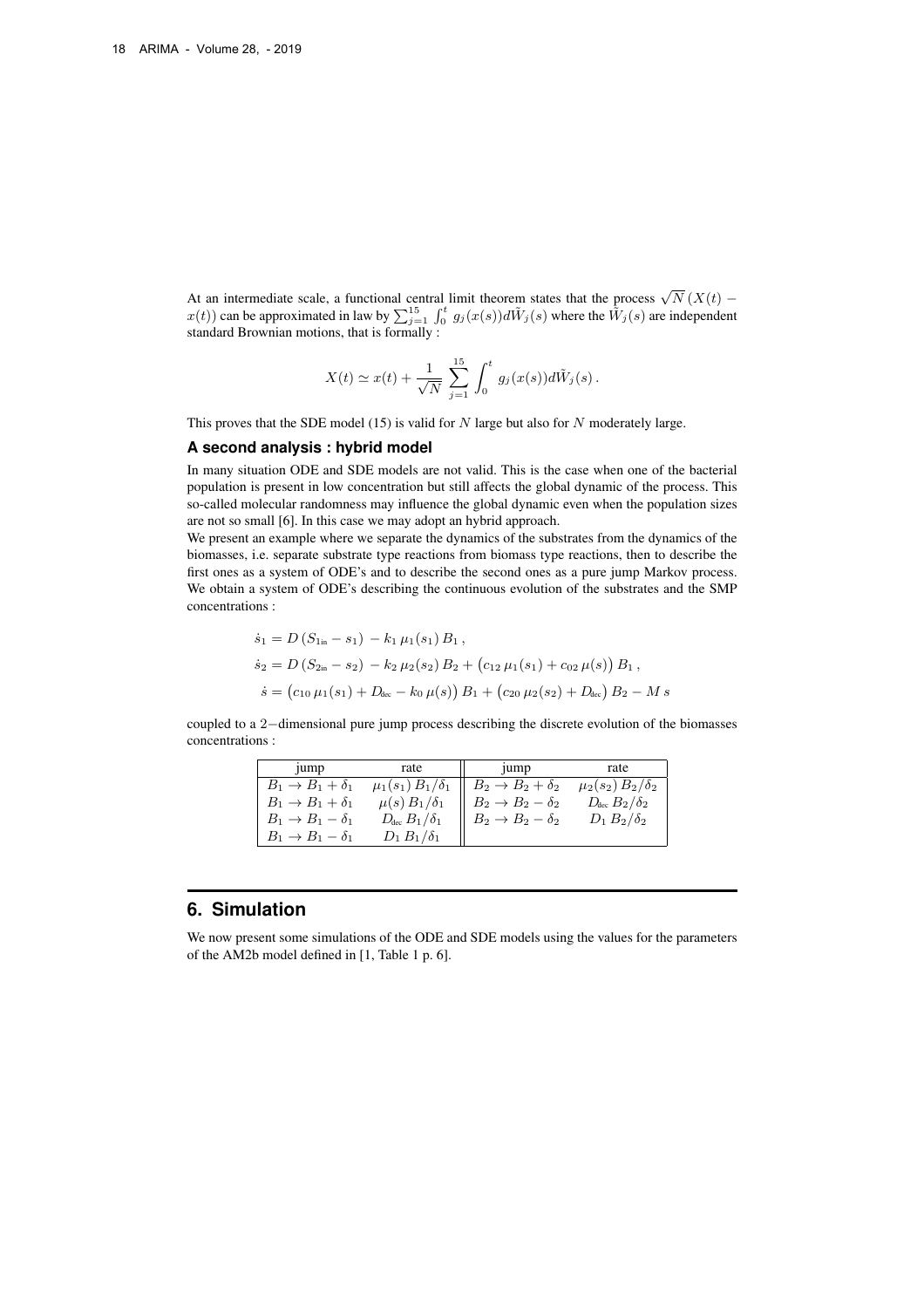At an intermediate scale, a functional central limit theorem states that the process $\sqrt{N}\,(X(t) - x(t))$ can be approximated in law by $\sum_{j=1}^{15}\int_0^t g_j(x(s))d\tilde{W}_j(s)$ where the $\tilde{W}_j(s)$ are independent standard Brownian motions, that is formally :

$$X(t) \simeq x(t) + \frac{1}{\sqrt{N}} \sum_{j=1}^{15} \int_0^t g_j(x(s))d\tilde{W}_j(s)\,.$$

This proves that the SDE model (15) is valid for $N$ large but also for $N$ moderately large.

### A second analysis : hybrid model

In many situation ODE and SDE models are not valid. This is the case when one of the bacterial population is present in low concentration but still affects the global dynamic of the process. This so-called molecular randomness may influence the global dynamic even when the population sizes are not so small [6]. In this case we may adopt an hybrid approach.

We present an example where we separate the dynamics of the substrates from the dynamics of the biomasses, i.e. separate substrate type reactions from biomass type reactions, then to describe the first ones as a system of ODE's and to describe the second ones as a pure jump Markov process. We obtain a system of ODE's describing the continuous evolution of the substrates and the SMP concentrations :

$$
\begin{aligned}
\dot{s}_1 &= D\,(S_{1\text{in}} - s_1) - k_1\,\mu_1(s_1)\,B_1\,,\\
\dot{s}_2 &= D\,(S_{2\text{in}} - s_2) - k_2\,\mu_2(s_2)\,B_2 + \big(c_{12}\,\mu_1(s_1) + c_{02}\,\mu(s)\big)\,B_1\,,\\
\dot{s} &= \big(c_{10}\,\mu_1(s_1) + D_{\text{dec}} - k_0\,\mu(s)\big)\,B_1 + \big(c_{20}\,\mu_2(s_2) + D_{\text{dec}}\big)\,B_2 - M\,s
\end{aligned}
$$

coupled to a 2−dimensional pure jump process describing the discrete evolution of the biomasses concentrations :

| jump | rate | jump | rate |
|---|---|---|---|
| $B_1 \to B_1 + \delta_1$ | $\mu_1(s_1)\,B_1/\delta_1$ | $B_2 \to B_2 + \delta_2$ | $\mu_2(s_2)\,B_2/\delta_2$ |
| $B_1 \to B_1 + \delta_1$ | $\mu(s)\,B_1/\delta_1$ | $B_2 \to B_2 - \delta_2$ | $D_{\text{dec}}\,B_2/\delta_2$ |
| $B_1 \to B_1 - \delta_1$ | $D_{\text{dec}}\,B_1/\delta_1$ | $B_2 \to B_2 - \delta_2$ | $D_1\,B_2/\delta_2$ |
| $B_1 \to B_1 - \delta_1$ | $D_1\,B_1/\delta_1$ | | |

## 6. Simulation

We now present some simulations of the ODE and SDE models using the values for the parameters of the AM2b model defined in [1, Table 1 p. 6].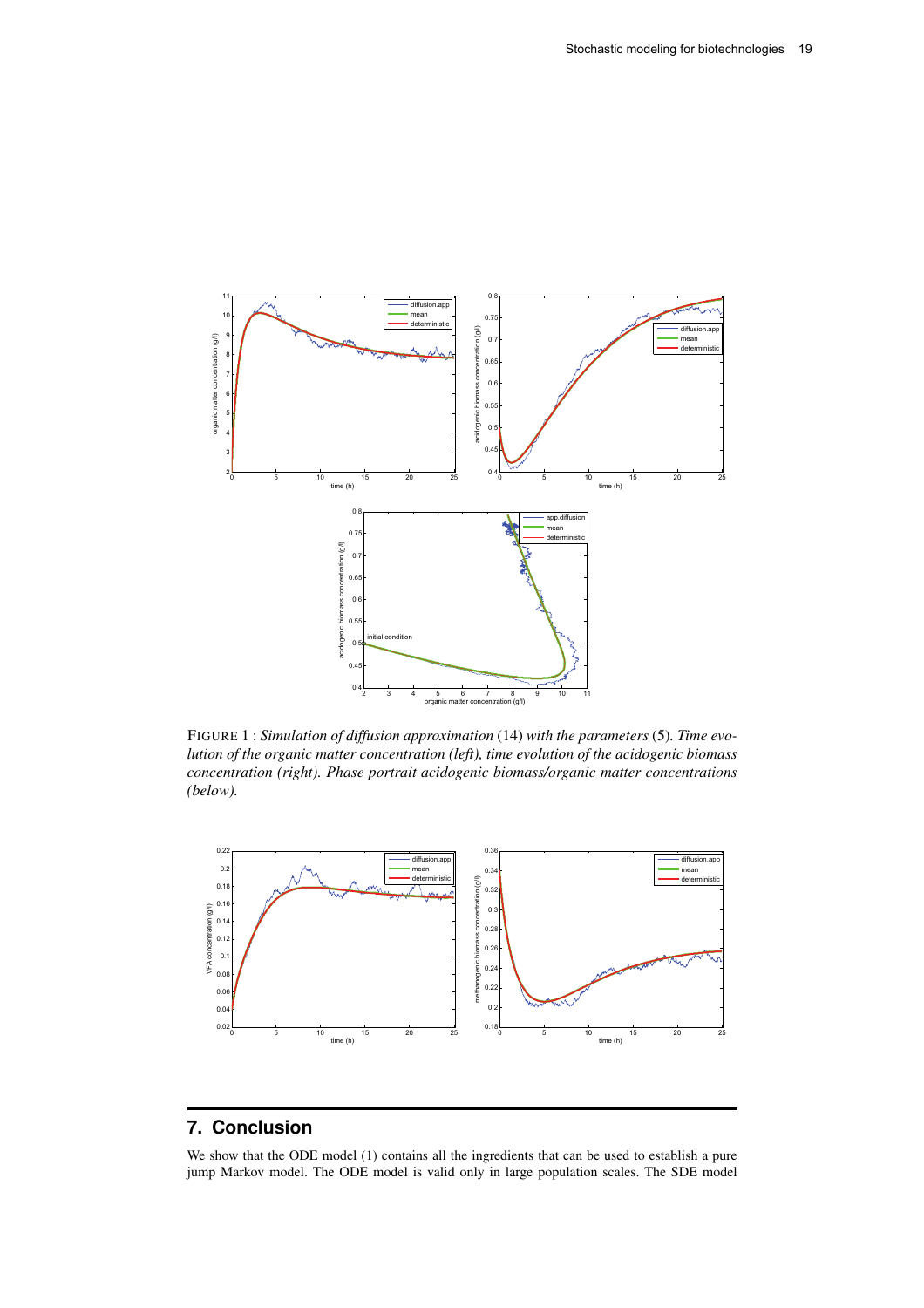FIGURE 1 : *Simulation of diffusion approximation* (14) *with the parameters* (5)*. Time evolution of the organic matter concentration (left), time evolution of the acidogenic biomass concentration (right). Phase portrait acidogenic biomass/organic matter concentrations (below).*

## 7. Conclusion

We show that the ODE model (1) contains all the ingredients that can be used to establish a pure jump Markov model. The ODE model is valid only in large population scales. The SDE model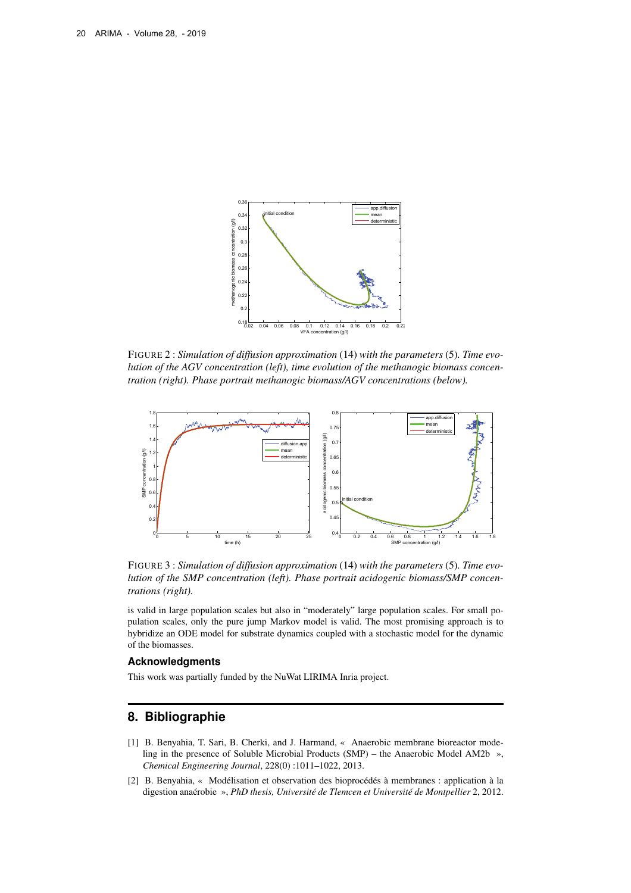FIGURE 2 : *Simulation of diffusion approximation* (14) *with the parameters* (5)*. Time evolution of the AGV concentration (left), time evolution of the methanogic biomass concentration (right). Phase portrait methanogic biomass/AGV concentrations (below).*

FIGURE 3 : *Simulation of diffusion approximation* (14) *with the parameters* (5)*. Time evolution of the SMP concentration (left). Phase portrait acidogenic biomass/SMP concentrations (right).*

is valid in large population scales but also in "moderately" large population scales. For small population scales, only the pure jump Markov model is valid. The most promising approach is to hybridize an ODE model for substrate dynamics coupled with a stochastic model for the dynamic of the biomasses.

### Acknowledgments

This work was partially funded by the NuWat LIRIMA Inria project.

## 8. Bibliographie

[1] B. Benyahia, T. Sari, B. Cherki, and J. Harmand, « Anaerobic membrane bioreactor modeling in the presence of Soluble Microbial Products (SMP) – the Anaerobic Model AM2b », *Chemical Engineering Journal*, 228(0) :1011–1022, 2013.

[2] B. Benyahia, « Modélisation et observation des bioprocédés à membranes : application à la digestion anaérobie », *PhD thesis, Université de Tlemcen et Université de Montpellier* 2, 2012.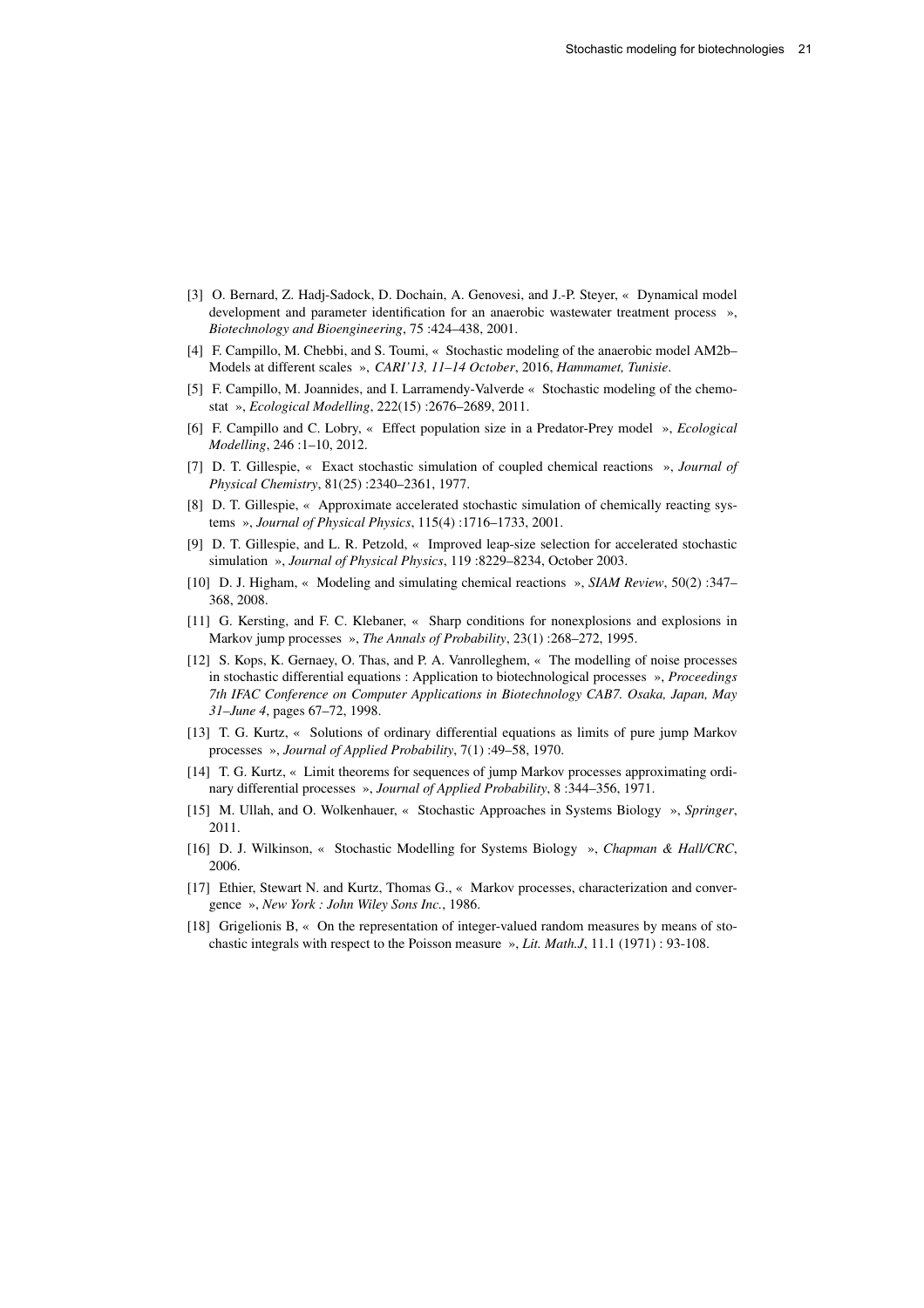[3] O. Bernard, Z. Hadj-Sadock, D. Dochain, A. Genovesi, and J.-P. Steyer, « Dynamical model development and parameter identification for an anaerobic wastewater treatment process », *Biotechnology and Bioengineering*, 75 :424–438, 2001.

[4] F. Campillo, M. Chebbi, and S. Toumi, « Stochastic modeling of the anaerobic model AM2b– Models at different scales », *CARI'13, 11–14 October*, 2016, *Hammamet, Tunisie*.

[5] F. Campillo, M. Joannides, and I. Larramendy-Valverde « Stochastic modeling of the chemostat », *Ecological Modelling*, 222(15) :2676–2689, 2011.

[6] F. Campillo and C. Lobry, « Effect population size in a Predator-Prey model », *Ecological Modelling*, 246 :1–10, 2012.

[7] D. T. Gillespie, « Exact stochastic simulation of coupled chemical reactions », *Journal of Physical Chemistry*, 81(25) :2340–2361, 1977.

[8] D. T. Gillespie, « Approximate accelerated stochastic simulation of chemically reacting systems », *Journal of Physical Physics*, 115(4) :1716–1733, 2001.

[9] D. T. Gillespie, and L. R. Petzold, « Improved leap-size selection for accelerated stochastic simulation », *Journal of Physical Physics*, 119 :8229–8234, October 2003.

[10] D. J. Higham, « Modeling and simulating chemical reactions », *SIAM Review*, 50(2) :347–368, 2008.

[11] G. Kersting, and F. C. Klebaner, « Sharp conditions for nonexplosions and explosions in Markov jump processes », *The Annals of Probability*, 23(1) :268–272, 1995.

[12] S. Kops, K. Gernaey, O. Thas, and P. A. Vanrolleghem, « The modelling of noise processes in stochastic differential equations : Application to biotechnological processes », *Proceedings 7th IFAC Conference on Computer Applications in Biotechnology CAB7. Osaka, Japan, May 31–June 4*, pages 67–72, 1998.

[13] T. G. Kurtz, « Solutions of ordinary differential equations as limits of pure jump Markov processes », *Journal of Applied Probability*, 7(1) :49–58, 1970.

[14] T. G. Kurtz, « Limit theorems for sequences of jump Markov processes approximating ordinary differential processes », *Journal of Applied Probability*, 8 :344–356, 1971.

[15] M. Ullah, and O. Wolkenhauer, « Stochastic Approaches in Systems Biology », *Springer*, 2011.

[16] D. J. Wilkinson, « Stochastic Modelling for Systems Biology », *Chapman & Hall/CRC*, 2006.

[17] Ethier, Stewart N. and Kurtz, Thomas G., « Markov processes, characterization and convergence », *New York : John Wiley Sons Inc.*, 1986.

[18] Grigelionis B, « On the representation of integer-valued random measures by means of stochastic integrals with respect to the Poisson measure », *Lit. Math.J*, 11.1 (1971) : 93-108.